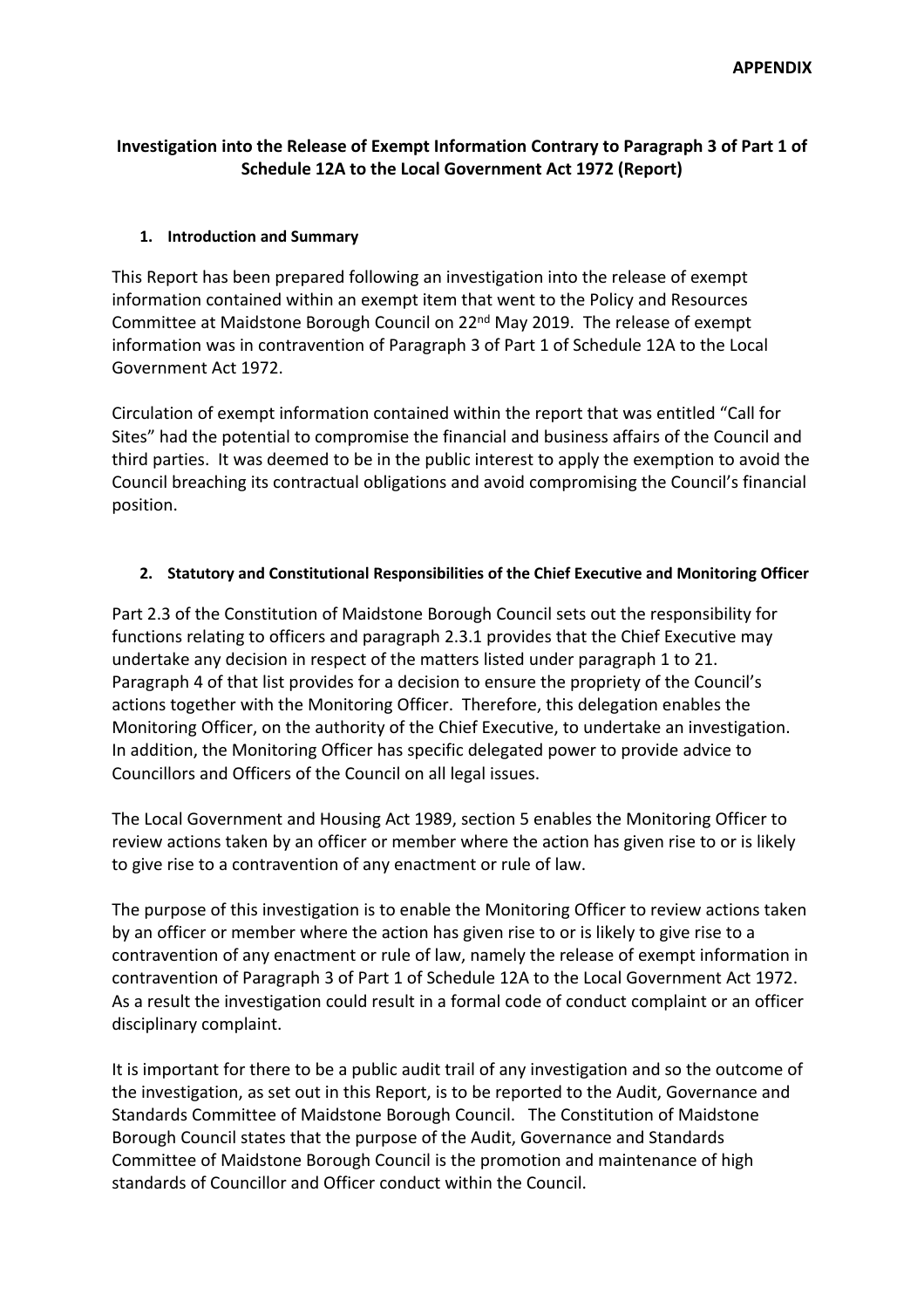**APPENDIX**

# Investigation into the Release of Exempt Information Contrary to Paragraph 3 of Part 1 of Schedule 12A to the Local Government Act 1972 (Report)

## 1. Introduction and Summary

This Report has been prepared following an investigation into the release of exempt information contained within an exempt item that went to the Policy and Resources Committee at Maidstone Borough Council on 22nd May 2019. The release of exempt information was in contravention of Paragraph 3 of Part 1 of Schedule 12A to the Local Government Act 1972.

Circulation of exempt information contained within the report that was entitled "Call for Sites" had the potential to compromise the financial and business affairs of the Council and third parties. It was deemed to be in the public interest to apply the exemption to avoid the Council breaching its contractual obligations and avoid compromising the Council's financial position.

## 2. Statutory and Constitutional Responsibilities of the Chief Executive and Monitoring Officer

Part 2.3 of the Constitution of Maidstone Borough Council sets out the responsibility for functions relating to officers and paragraph 2.3.1 provides that the Chief Executive may undertake any decision in respect of the matters listed under paragraph 1 to 21. Paragraph 4 of that list provides for a decision to ensure the propriety of the Council's actions together with the Monitoring Officer. Therefore, this delegation enables the Monitoring Officer, on the authority of the Chief Executive, to undertake an investigation. In addition, the Monitoring Officer has specific delegated power to provide advice to Councillors and Officers of the Council on all legal issues.

The Local Government and Housing Act 1989, section 5 enables the Monitoring Officer to review actions taken by an officer or member where the action has given rise to or is likely to give rise to a contravention of any enactment or rule of law.

The purpose of this investigation is to enable the Monitoring Officer to review actions taken by an officer or member where the action has given rise to or is likely to give rise to a contravention of any enactment or rule of law, namely the release of exempt information in contravention of Paragraph 3 of Part 1 of Schedule 12A to the Local Government Act 1972. As a result the investigation could result in a formal code of conduct complaint or an officer disciplinary complaint.

It is important for there to be a public audit trail of any investigation and so the outcome of the investigation, as set out in this Report, is to be reported to the Audit, Governance and Standards Committee of Maidstone Borough Council. The Constitution of Maidstone Borough Council states that the purpose of the Audit, Governance and Standards Committee of Maidstone Borough Council is the promotion and maintenance of high standards of Councillor and Officer conduct within the Council.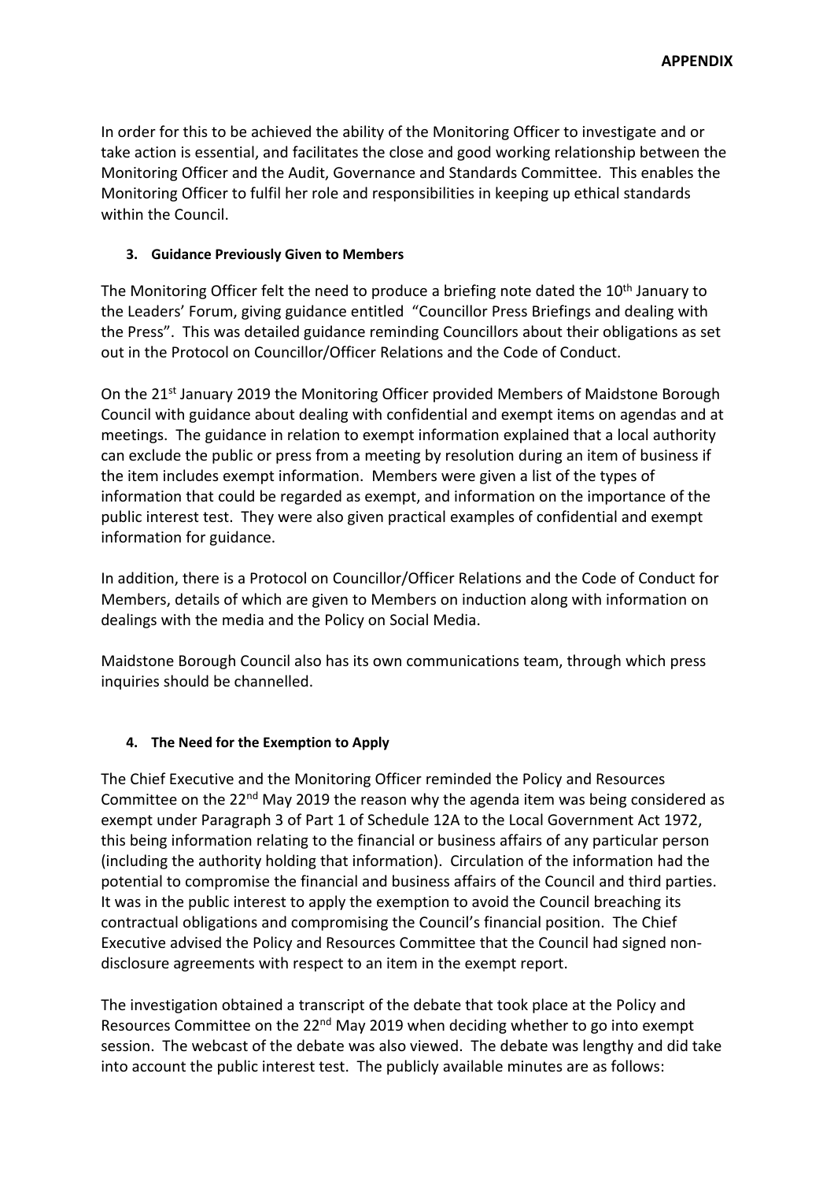In order for this to be achieved the ability of the Monitoring Officer to investigate and or take action is essential, and facilitates the close and good working relationship between the Monitoring Officer and the Audit, Governance and Standards Committee. This enables the Monitoring Officer to fulfil her role and responsibilities in keeping up ethical standards within the Council.

### 3. Guidance Previously Given to Members

The Monitoring Officer felt the need to produce a briefing note dated the 10th January to the Leaders' Forum, giving guidance entitled "Councillor Press Briefings and dealing with the Press". This was detailed guidance reminding Councillors about their obligations as set out in the Protocol on Councillor/Officer Relations and the Code of Conduct.

On the 21st January 2019 the Monitoring Officer provided Members of Maidstone Borough Council with guidance about dealing with confidential and exempt items on agendas and at meetings. The guidance in relation to exempt information explained that a local authority can exclude the public or press from a meeting by resolution during an item of business if the item includes exempt information. Members were given a list of the types of information that could be regarded as exempt, and information on the importance of the public interest test. They were also given practical examples of confidential and exempt information for guidance.

In addition, there is a Protocol on Councillor/Officer Relations and the Code of Conduct for Members, details of which are given to Members on induction along with information on dealings with the media and the Policy on Social Media.

Maidstone Borough Council also has its own communications team, through which press inquiries should be channelled.

### 4. The Need for the Exemption to Apply

The Chief Executive and the Monitoring Officer reminded the Policy and Resources Committee on the 22nd May 2019 the reason why the agenda item was being considered as exempt under Paragraph 3 of Part 1 of Schedule 12A to the Local Government Act 1972, this being information relating to the financial or business affairs of any particular person (including the authority holding that information). Circulation of the information had the potential to compromise the financial and business affairs of the Council and third parties. It was in the public interest to apply the exemption to avoid the Council breaching its contractual obligations and compromising the Council's financial position. The Chief Executive advised the Policy and Resources Committee that the Council had signed non-disclosure agreements with respect to an item in the exempt report.

The investigation obtained a transcript of the debate that took place at the Policy and Resources Committee on the 22nd May 2019 when deciding whether to go into exempt session. The webcast of the debate was also viewed. The debate was lengthy and did take into account the public interest test. The publicly available minutes are as follows: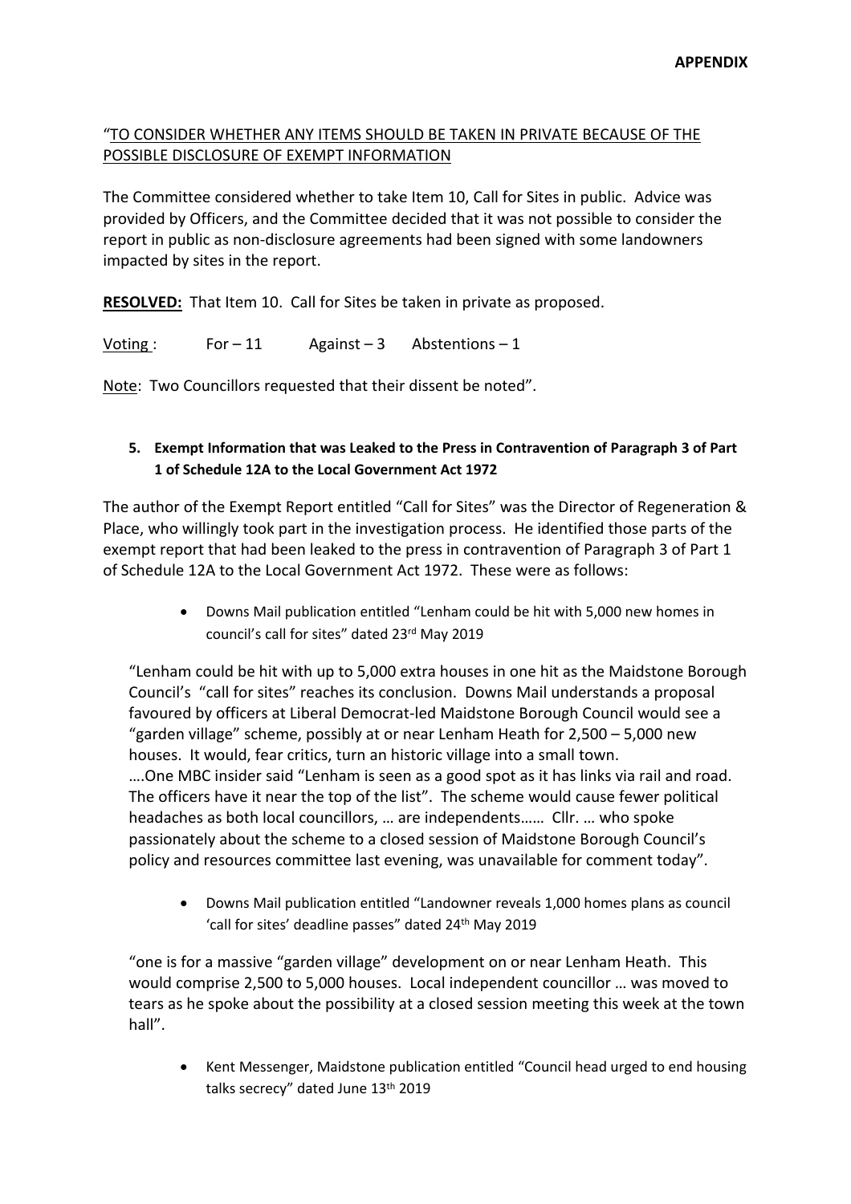**APPENDIX**

"TO CONSIDER WHETHER ANY ITEMS SHOULD BE TAKEN IN PRIVATE BECAUSE OF THE POSSIBLE DISCLOSURE OF EXEMPT INFORMATION

The Committee considered whether to take Item 10, Call for Sites in public. Advice was provided by Officers, and the Committee decided that it was not possible to consider the report in public as non-disclosure agreements had been signed with some landowners impacted by sites in the report.

**RESOLVED:** That Item 10. Call for Sites be taken in private as proposed.

Voting : For – 11 Against – 3 Abstentions – 1

Note: Two Councillors requested that their dissent be noted".

**5. Exempt Information that was Leaked to the Press in Contravention of Paragraph 3 of Part 1 of Schedule 12A to the Local Government Act 1972**

The author of the Exempt Report entitled "Call for Sites" was the Director of Regeneration & Place, who willingly took part in the investigation process. He identified those parts of the exempt report that had been leaked to the press in contravention of Paragraph 3 of Part 1 of Schedule 12A to the Local Government Act 1972. These were as follows:

- Downs Mail publication entitled "Lenham could be hit with 5,000 new homes in council's call for sites" dated 23rd May 2019

"Lenham could be hit with up to 5,000 extra houses in one hit as the Maidstone Borough Council's "call for sites" reaches its conclusion. Downs Mail understands a proposal favoured by officers at Liberal Democrat-led Maidstone Borough Council would see a "garden village" scheme, possibly at or near Lenham Heath for 2,500 – 5,000 new houses. It would, fear critics, turn an historic village into a small town. ….One MBC insider said "Lenham is seen as a good spot as it has links via rail and road. The officers have it near the top of the list". The scheme would cause fewer political headaches as both local councillors, … are independents…… Cllr. … who spoke passionately about the scheme to a closed session of Maidstone Borough Council's policy and resources committee last evening, was unavailable for comment today".

- Downs Mail publication entitled "Landowner reveals 1,000 homes plans as council 'call for sites' deadline passes" dated 24th May 2019

"one is for a massive "garden village" development on or near Lenham Heath. This would comprise 2,500 to 5,000 houses. Local independent councillor … was moved to tears as he spoke about the possibility at a closed session meeting this week at the town hall".

- Kent Messenger, Maidstone publication entitled "Council head urged to end housing talks secrecy" dated June 13th 2019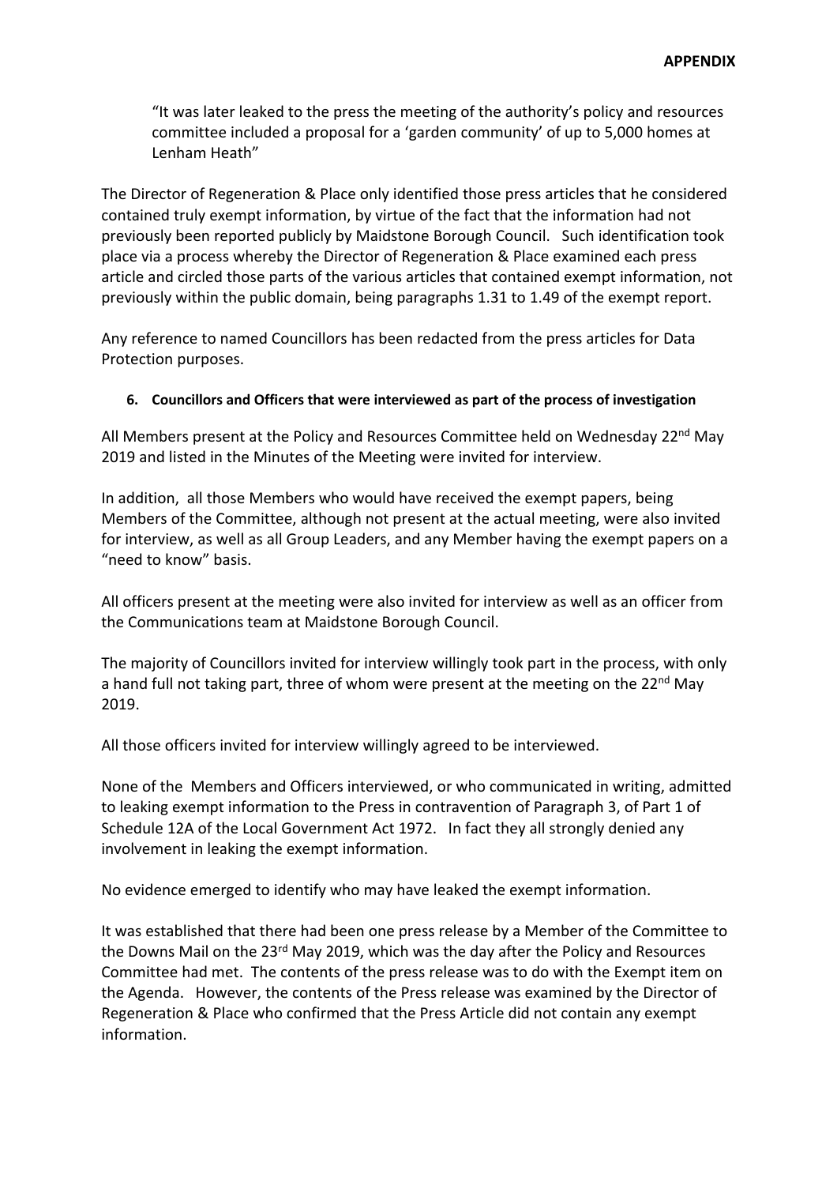**APPENDIX**

> "It was later leaked to the press the meeting of the authority's policy and resources committee included a proposal for a 'garden community' of up to 5,000 homes at Lenham Heath"

The Director of Regeneration & Place only identified those press articles that he considered contained truly exempt information, by virtue of the fact that the information had not previously been reported publicly by Maidstone Borough Council. Such identification took place via a process whereby the Director of Regeneration & Place examined each press article and circled those parts of the various articles that contained exempt information, not previously within the public domain, being paragraphs 1.31 to 1.49 of the exempt report.

Any reference to named Councillors has been redacted from the press articles for Data Protection purposes.

#### 6. Councillors and Officers that were interviewed as part of the process of investigation

All Members present at the Policy and Resources Committee held on Wednesday 22nd May 2019 and listed in the Minutes of the Meeting were invited for interview.

In addition, all those Members who would have received the exempt papers, being Members of the Committee, although not present at the actual meeting, were also invited for interview, as well as all Group Leaders, and any Member having the exempt papers on a "need to know" basis.

All officers present at the meeting were also invited for interview as well as an officer from the Communications team at Maidstone Borough Council.

The majority of Councillors invited for interview willingly took part in the process, with only a hand full not taking part, three of whom were present at the meeting on the 22nd May 2019.

All those officers invited for interview willingly agreed to be interviewed.

None of the Members and Officers interviewed, or who communicated in writing, admitted to leaking exempt information to the Press in contravention of Paragraph 3, of Part 1 of Schedule 12A of the Local Government Act 1972. In fact they all strongly denied any involvement in leaking the exempt information.

No evidence emerged to identify who may have leaked the exempt information.

It was established that there had been one press release by a Member of the Committee to the Downs Mail on the 23rd May 2019, which was the day after the Policy and Resources Committee had met. The contents of the press release was to do with the Exempt item on the Agenda. However, the contents of the Press release was examined by the Director of Regeneration & Place who confirmed that the Press Article did not contain any exempt information.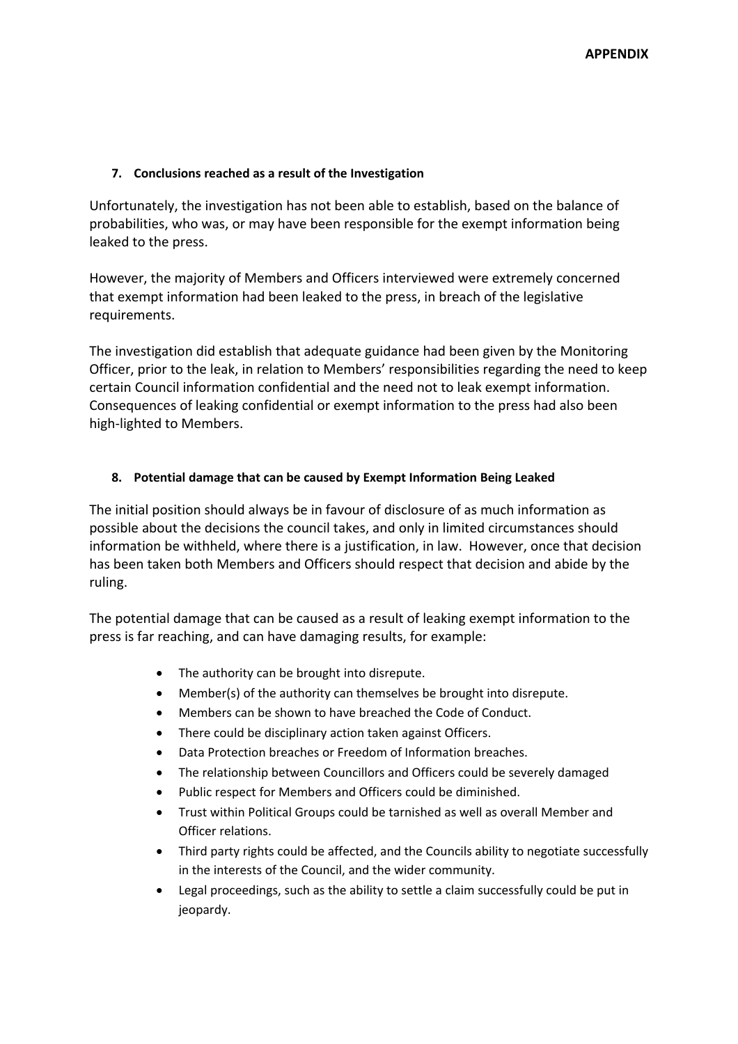**APPENDIX**

**7. Conclusions reached as a result of the Investigation**

Unfortunately, the investigation has not been able to establish, based on the balance of probabilities, who was, or may have been responsible for the exempt information being leaked to the press.

However, the majority of Members and Officers interviewed were extremely concerned that exempt information had been leaked to the press, in breach of the legislative requirements.

The investigation did establish that adequate guidance had been given by the Monitoring Officer, prior to the leak, in relation to Members' responsibilities regarding the need to keep certain Council information confidential and the need not to leak exempt information. Consequences of leaking confidential or exempt information to the press had also been high-lighted to Members.

**8. Potential damage that can be caused by Exempt Information Being Leaked**

The initial position should always be in favour of disclosure of as much information as possible about the decisions the council takes, and only in limited circumstances should information be withheld, where there is a justification, in law. However, once that decision has been taken both Members and Officers should respect that decision and abide by the ruling.

The potential damage that can be caused as a result of leaking exempt information to the press is far reaching, and can have damaging results, for example:

- The authority can be brought into disrepute.
- Member(s) of the authority can themselves be brought into disrepute.
- Members can be shown to have breached the Code of Conduct.
- There could be disciplinary action taken against Officers.
- Data Protection breaches or Freedom of Information breaches.
- The relationship between Councillors and Officers could be severely damaged
- Public respect for Members and Officers could be diminished.
- Trust within Political Groups could be tarnished as well as overall Member and Officer relations.
- Third party rights could be affected, and the Councils ability to negotiate successfully in the interests of the Council, and the wider community.
- Legal proceedings, such as the ability to settle a claim successfully could be put in jeopardy.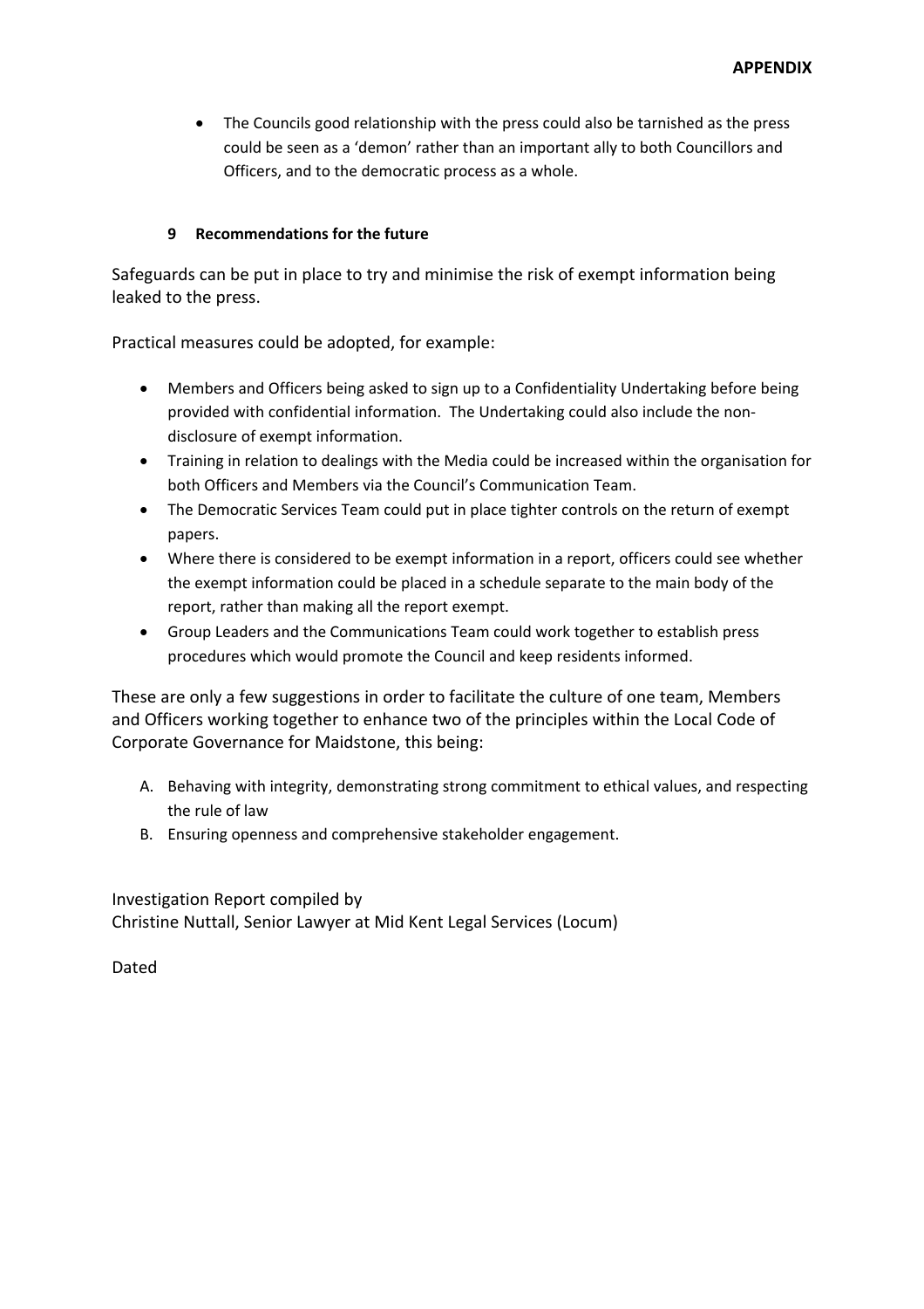- The Councils good relationship with the press could also be tarnished as the press could be seen as a 'demon' rather than an important ally to both Councillors and Officers, and to the democratic process as a whole.

**9 Recommendations for the future**

Safeguards can be put in place to try and minimise the risk of exempt information being leaked to the press.

Practical measures could be adopted, for example:

- Members and Officers being asked to sign up to a Confidentiality Undertaking before being provided with confidential information. The Undertaking could also include the non-disclosure of exempt information.
- Training in relation to dealings with the Media could be increased within the organisation for both Officers and Members via the Council's Communication Team.
- The Democratic Services Team could put in place tighter controls on the return of exempt papers.
- Where there is considered to be exempt information in a report, officers could see whether the exempt information could be placed in a schedule separate to the main body of the report, rather than making all the report exempt.
- Group Leaders and the Communications Team could work together to establish press procedures which would promote the Council and keep residents informed.

These are only a few suggestions in order to facilitate the culture of one team, Members and Officers working together to enhance two of the principles within the Local Code of Corporate Governance for Maidstone, this being:

A. Behaving with integrity, demonstrating strong commitment to ethical values, and respecting the rule of law
B. Ensuring openness and comprehensive stakeholder engagement.

Investigation Report compiled by
Christine Nuttall, Senior Lawyer at Mid Kent Legal Services (Locum)

Dated